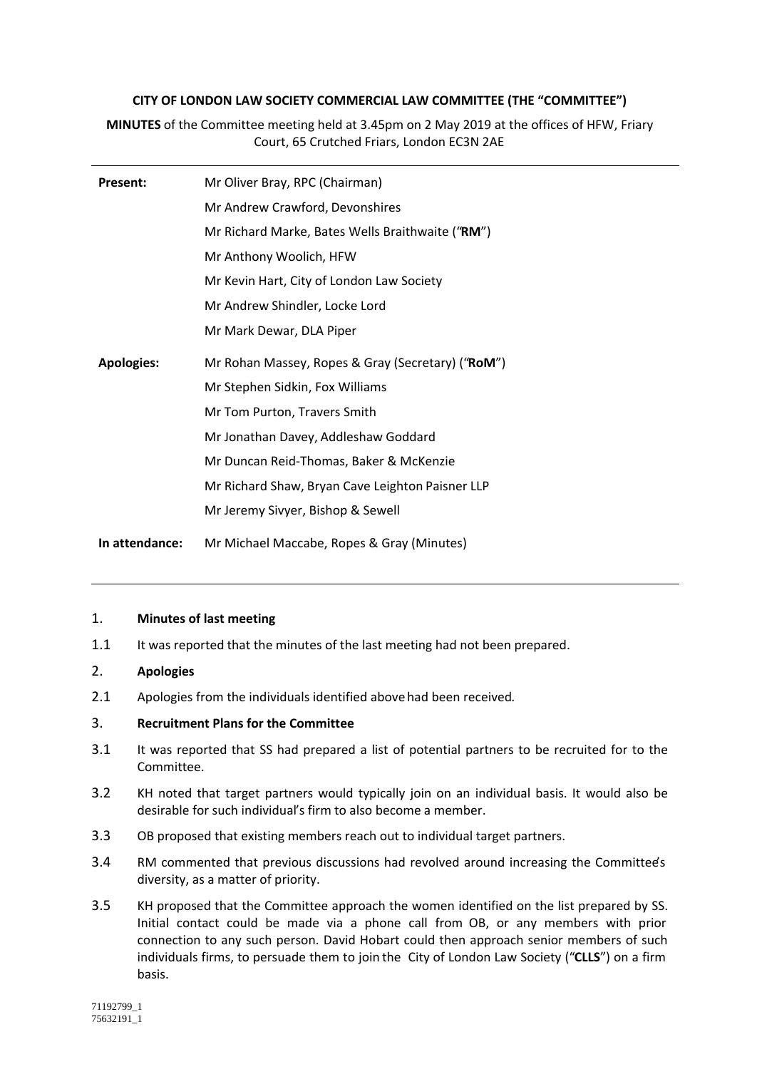**CITY OF LONDON LAW SOCIETY COMMERCIAL LAW COMMITTEE (THE "COMMITTEE")**

**MINUTES** of the Committee meeting held at 3.45pm on 2 May 2019 at the offices of HFW, Friary Court, 65 Crutched Friars, London EC3N 2AE

| | |
|---|---|
| **Present:** | Mr Oliver Bray, RPC (Chairman) |
| | Mr Andrew Crawford, Devonshires |
| | Mr Richard Marke, Bates Wells Braithwaite ("**RM**") |
| | Mr Anthony Woolich, HFW |
| | Mr Kevin Hart, City of London Law Society |
| | Mr Andrew Shindler, Locke Lord |
| | Mr Mark Dewar, DLA Piper |
| **Apologies:** | Mr Rohan Massey, Ropes & Gray (Secretary) ("**RoM**") |
| | Mr Stephen Sidkin, Fox Williams |
| | Mr Tom Purton, Travers Smith |
| | Mr Jonathan Davey, Addleshaw Goddard |
| | Mr Duncan Reid-Thomas, Baker & McKenzie |
| | Mr Richard Shaw, Bryan Cave Leighton Paisner LLP |
| | Mr Jeremy Sivyer, Bishop & Sewell |
| **In attendance:** | Mr Michael Maccabe, Ropes & Gray (Minutes) |

1. **Minutes of last meeting**

1.1 It was reported that the minutes of the last meeting had not been prepared.

2. **Apologies**

2.1 Apologies from the individuals identified above had been received.

3. **Recruitment Plans for the Committee**

3.1 It was reported that SS had prepared a list of potential partners to be recruited for to the Committee.

3.2 KH noted that target partners would typically join on an individual basis. It would also be desirable for such individual's firm to also become a member.

3.3 OB proposed that existing members reach out to individual target partners.

3.4 RM commented that previous discussions had revolved around increasing the Committee's diversity, as a matter of priority.

3.5 KH proposed that the Committee approach the women identified on the list prepared by SS. Initial contact could be made via a phone call from OB, or any members with prior connection to any such person. David Hobart could then approach senior members of such individuals firms, to persuade them to join the City of London Law Society ("**CLLS**") on a firm basis.

71192799_1
75632191_1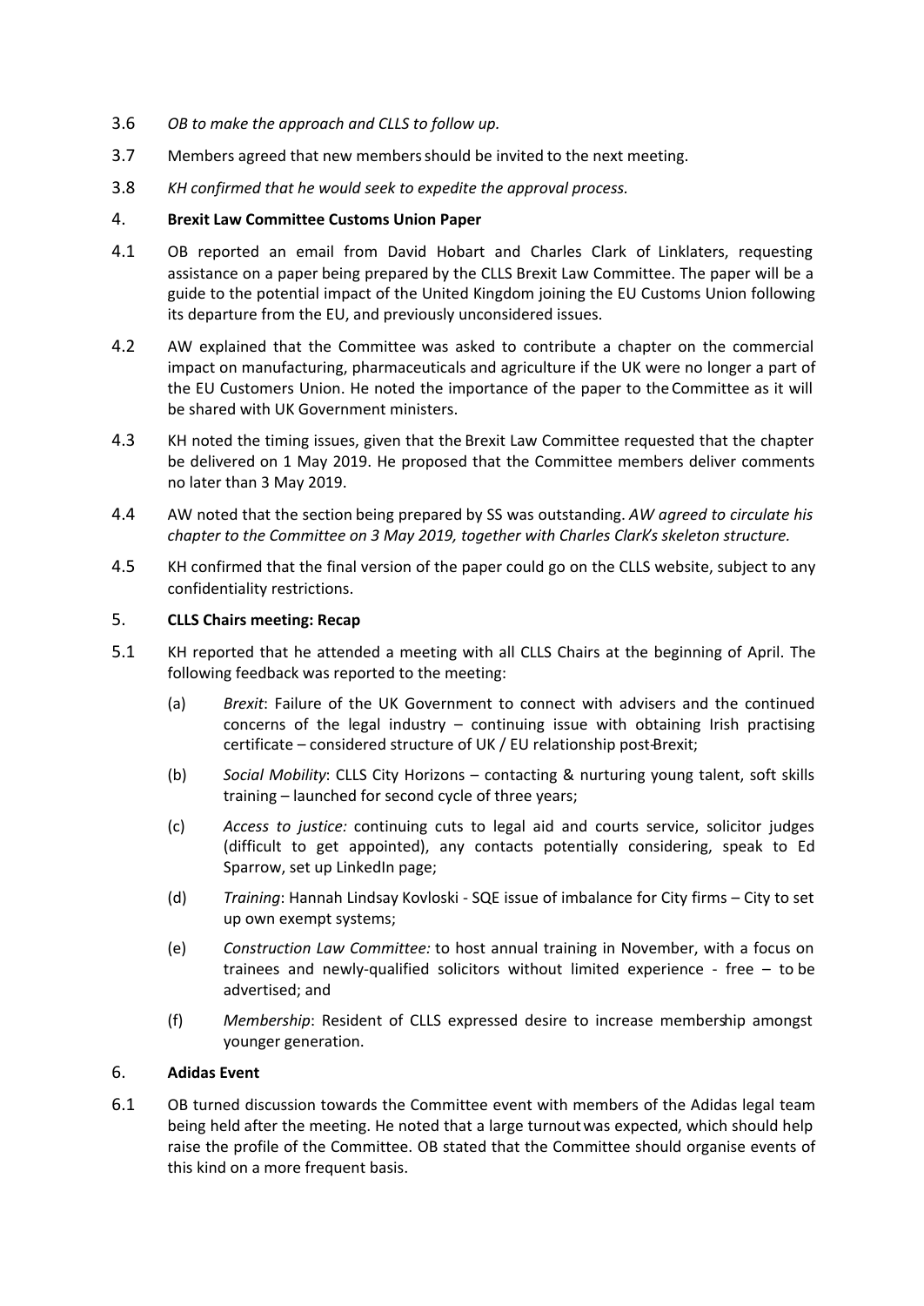3.6 *OB to make the approach and CLLS to follow up.*

3.7 Members agreed that new members should be invited to the next meeting.

3.8 *KH confirmed that he would seek to expedite the approval process.*

## 4. **Brexit Law Committee Customs Union Paper**

4.1 OB reported an email from David Hobart and Charles Clark of Linklaters, requesting assistance on a paper being prepared by the CLLS Brexit Law Committee. The paper will be a guide to the potential impact of the United Kingdom joining the EU Customs Union following its departure from the EU, and previously unconsidered issues.

4.2 AW explained that the Committee was asked to contribute a chapter on the commercial impact on manufacturing, pharmaceuticals and agriculture if the UK were no longer a part of the EU Customers Union. He noted the importance of the paper to the Committee as it will be shared with UK Government ministers.

4.3 KH noted the timing issues, given that the Brexit Law Committee requested that the chapter be delivered on 1 May 2019. He proposed that the Committee members deliver comments no later than 3 May 2019.

4.4 AW noted that the section being prepared by SS was outstanding. *AW agreed to circulate his chapter to the Committee on 3 May 2019, together with Charles Clark's skeleton structure.*

4.5 KH confirmed that the final version of the paper could go on the CLLS website, subject to any confidentiality restrictions.

## 5. **CLLS Chairs meeting: Recap**

5.1 KH reported that he attended a meeting with all CLLS Chairs at the beginning of April. The following feedback was reported to the meeting:

(a) *Brexit*: Failure of the UK Government to connect with advisers and the continued concerns of the legal industry – continuing issue with obtaining Irish practising certificate – considered structure of UK / EU relationship post-Brexit;

(b) *Social Mobility*: CLLS City Horizons – contacting & nurturing young talent, soft skills training – launched for second cycle of three years;

(c) *Access to justice:* continuing cuts to legal aid and courts service, solicitor judges (difficult to get appointed), any contacts potentially considering, speak to Ed Sparrow, set up LinkedIn page;

(d) *Training*: Hannah Lindsay Kovloski - SQE issue of imbalance for City firms – City to set up own exempt systems;

(e) *Construction Law Committee:* to host annual training in November, with a focus on trainees and newly-qualified solicitors without limited experience - free – to be advertised; and

(f) *Membership*: Resident of CLLS expressed desire to increase membership amongst younger generation.

## 6. **Adidas Event**

6.1 OB turned discussion towards the Committee event with members of the Adidas legal team being held after the meeting. He noted that a large turnout was expected, which should help raise the profile of the Committee. OB stated that the Committee should organise events of this kind on a more frequent basis.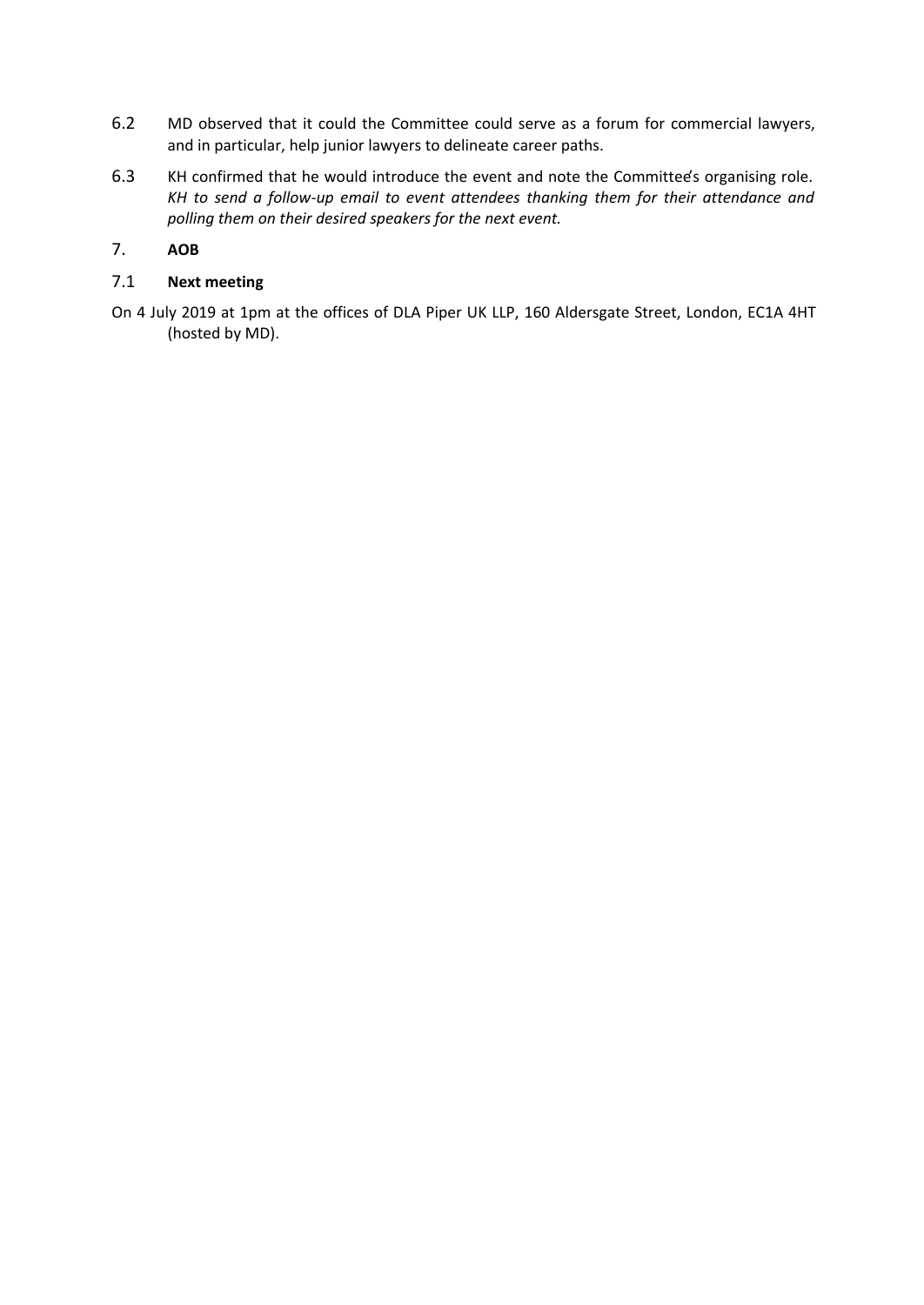6.2 MD observed that it could the Committee could serve as a forum for commercial lawyers, and in particular, help junior lawyers to delineate career paths.

6.3 KH confirmed that he would introduce the event and note the Committee's organising role. *KH to send a follow-up email to event attendees thanking them for their attendance and polling them on their desired speakers for the next event.*

7. **AOB**

7.1 **Next meeting**

On 4 July 2019 at 1pm at the offices of DLA Piper UK LLP, 160 Aldersgate Street, London, EC1A 4HT (hosted by MD).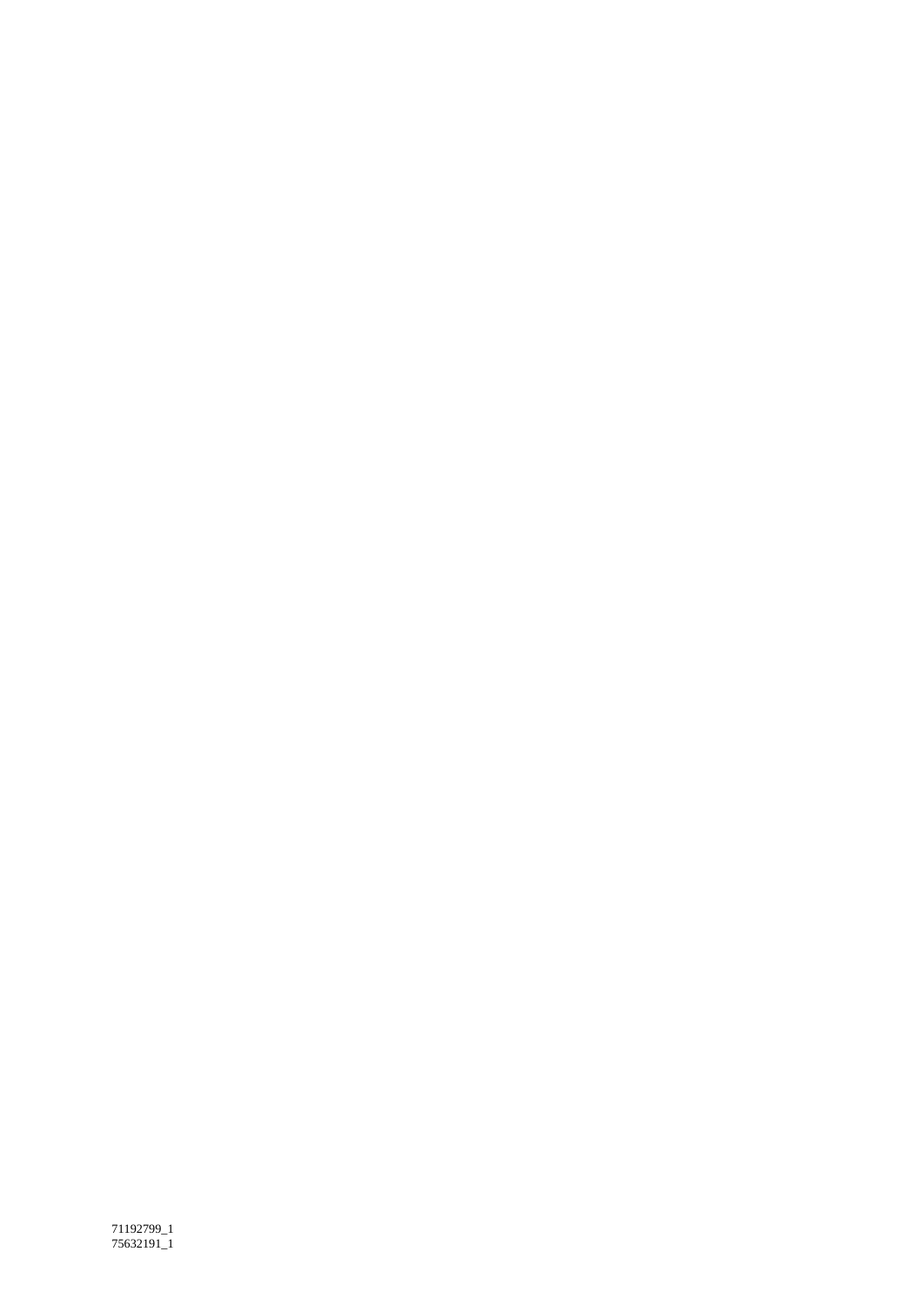71192799_1
75632191_1